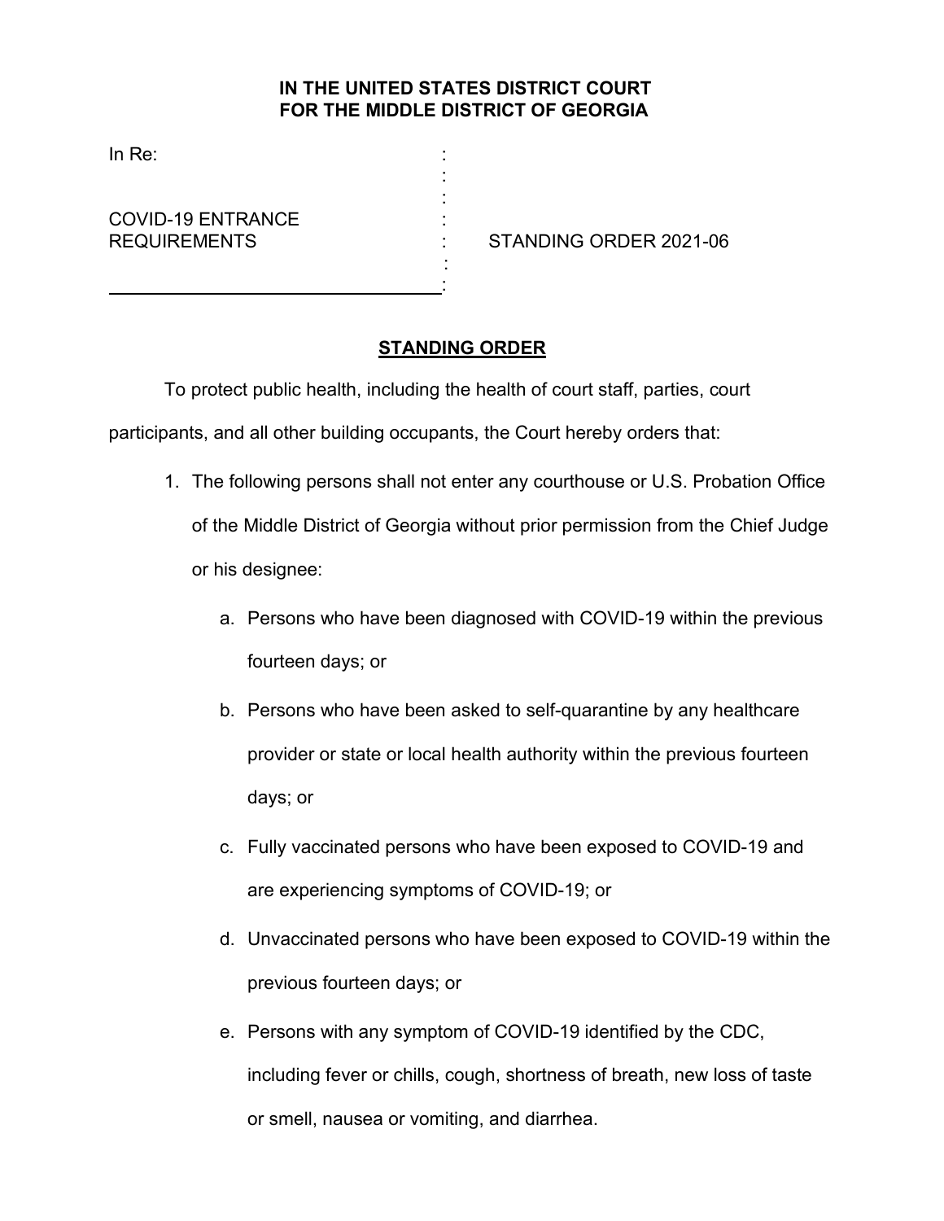**IN THE UNITED STATES DISTRICT COURT**
**FOR THE MIDDLE DISTRICT OF GEORGIA**

In Re: :
:
:
COVID-19 ENTRANCE :
REQUIREMENTS : STANDING ORDER 2021-06
:
:

## STANDING ORDER

To protect public health, including the health of court staff, parties, court participants, and all other building occupants, the Court hereby orders that:

1. The following persons shall not enter any courthouse or U.S. Probation Office of the Middle District of Georgia without prior permission from the Chief Judge or his designee:

    a. Persons who have been diagnosed with COVID-19 within the previous fourteen days; or

    b. Persons who have been asked to self-quarantine by any healthcare provider or state or local health authority within the previous fourteen days; or

    c. Fully vaccinated persons who have been exposed to COVID-19 and are experiencing symptoms of COVID-19; or

    d. Unvaccinated persons who have been exposed to COVID-19 within the previous fourteen days; or

    e. Persons with any symptom of COVID-19 identified by the CDC, including fever or chills, cough, shortness of breath, new loss of taste or smell, nausea or vomiting, and diarrhea.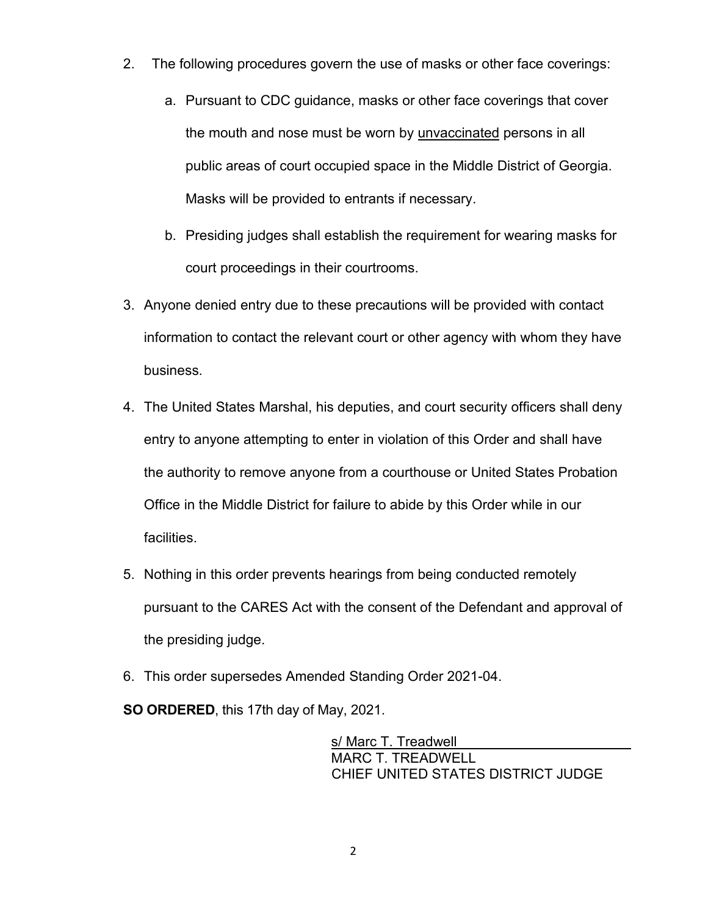2. The following procedures govern the use of masks or other face coverings:

    a. Pursuant to CDC guidance, masks or other face coverings that cover the mouth and nose must be worn by <u>unvaccinated</u> persons in all public areas of court occupied space in the Middle District of Georgia. Masks will be provided to entrants if necessary.

    b. Presiding judges shall establish the requirement for wearing masks for court proceedings in their courtrooms.

3. Anyone denied entry due to these precautions will be provided with contact information to contact the relevant court or other agency with whom they have business.

4. The United States Marshal, his deputies, and court security officers shall deny entry to anyone attempting to enter in violation of this Order and shall have the authority to remove anyone from a courthouse or United States Probation Office in the Middle District for failure to abide by this Order while in our facilities.

5. Nothing in this order prevents hearings from being conducted remotely pursuant to the CARES Act with the consent of the Defendant and approval of the presiding judge.

6. This order supersedes Amended Standing Order 2021-04.

**SO ORDERED**, this 17th day of May, 2021.

s/ Marc T. Treadwell
MARC T. TREADWELL
CHIEF UNITED STATES DISTRICT JUDGE